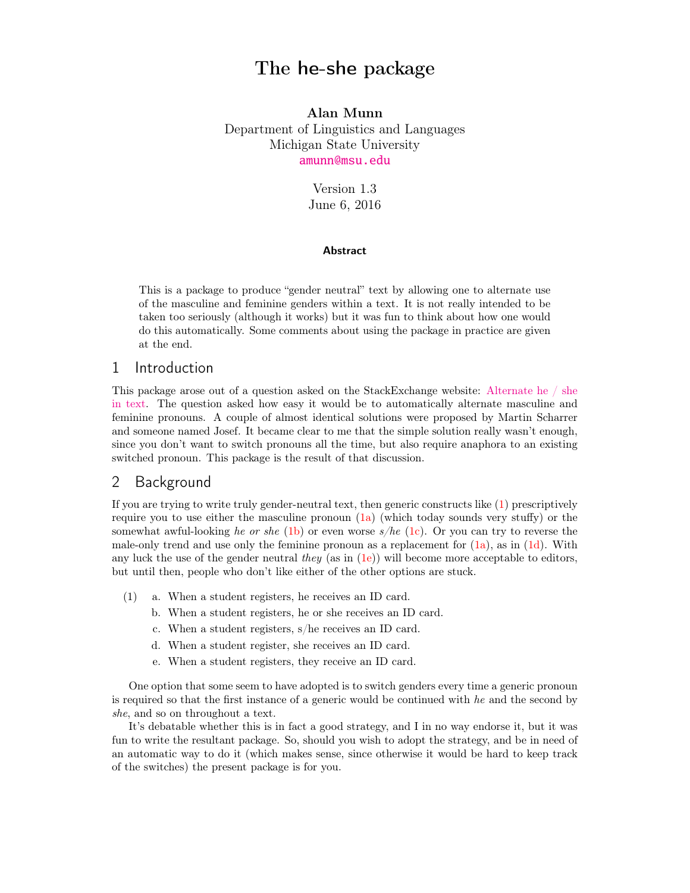# The he-she package

**Alan Munn**
Department of Linguistics and Languages
Michigan State University
amunn@msu.edu

Version 1.3
June 6, 2016

**Abstract**

This is a package to produce "gender neutral" text by allowing one to alternate use of the masculine and feminine genders within a text. It is not really intended to be taken too seriously (although it works) but it was fun to think about how one would do this automatically. Some comments about using the package in practice are given at the end.

## 1 Introduction

This package arose out of a question asked on the StackExchange website: Alternate he / she in text. The question asked how easy it would be to automatically alternate masculine and feminine pronouns. A couple of almost identical solutions were proposed by Martin Scharrer and someone named Josef. It became clear to me that the simple solution really wasn't enough, since you don't want to switch pronouns all the time, but also require anaphora to an existing switched pronoun. This package is the result of that discussion.

## 2 Background

If you are trying to write truly gender-neutral text, then generic constructs like (1) prescriptively require you to use either the masculine pronoun (1a) (which today sounds very stuffy) or the somewhat awful-looking *he or she* (1b) or even worse *s/he* (1c). Or you can try to reverse the male-only trend and use only the feminine pronoun as a replacement for (1a), as in (1d). With any luck the use of the gender neutral *they* (as in (1e)) will become more acceptable to editors, but until then, people who don't like either of the other options are stuck.

(1)
  a. When a student registers, he receives an ID card.
  b. When a student registers, he or she receives an ID card.
  c. When a student registers, s/he receives an ID card.
  d. When a student register, she receives an ID card.
  e. When a student registers, they receive an ID card.

One option that some seem to have adopted is to switch genders every time a generic pronoun is required so that the first instance of a generic would be continued with *he* and the second by *she*, and so on throughout a text.

It's debatable whether this is in fact a good strategy, and I in no way endorse it, but it was fun to write the resultant package. So, should you wish to adopt the strategy, and be in need of an automatic way to do it (which makes sense, since otherwise it would be hard to keep track of the switches) the present package is for you.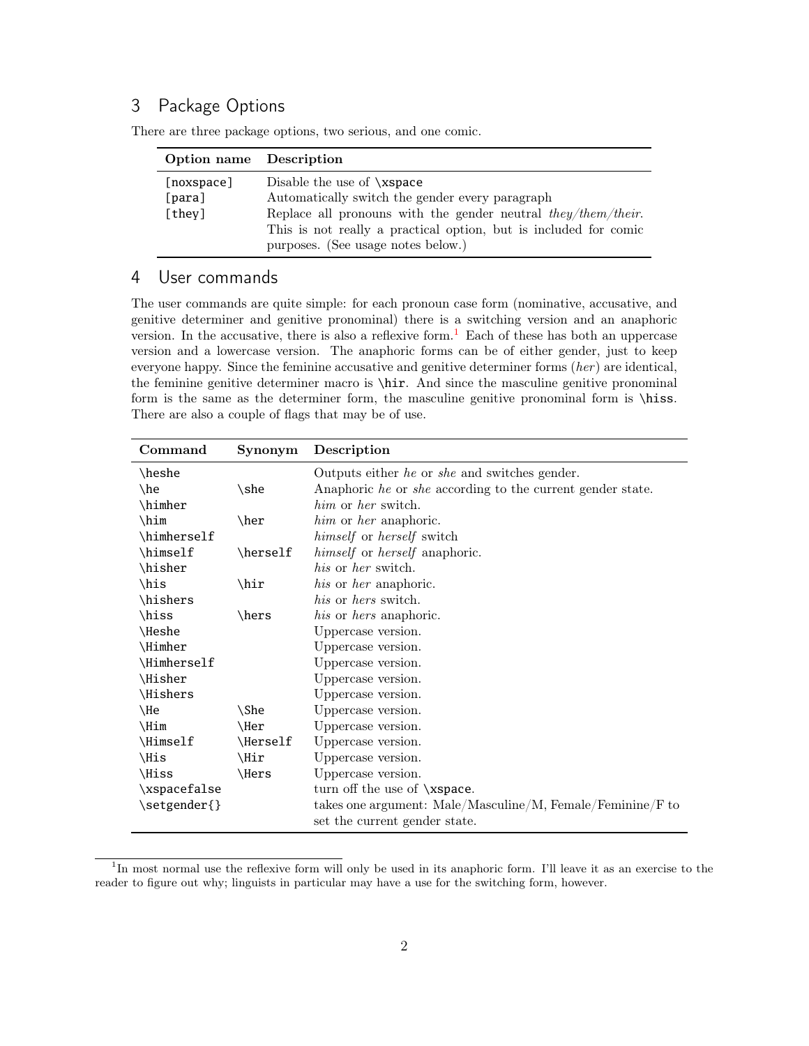## 3 Package Options

There are three package options, two serious, and one comic.

| Option name | Description |
|---|---|
| [noxspace] | Disable the use of `\xspace` |
| [para] | Automatically switch the gender every paragraph |
| [they] | Replace all pronouns with the gender neutral *they/them/their*. This is not really a practical option, but is included for comic purposes. (See usage notes below.) |

## 4 User commands

The user commands are quite simple: for each pronoun case form (nominative, accusative, and genitive determiner and genitive pronominal) there is a switching version and an anaphoric version. In the accusative, there is also a reflexive form.[1] Each of these has both an uppercase version and a lowercase version. The anaphoric forms can be of either gender, just to keep everyone happy. Since the feminine accusative and genitive determiner forms (*her*) are identical, the feminine genitive determiner macro is `\hir`. And since the masculine genitive pronominal form is the same as the determiner form, the masculine genitive pronominal form is `\hiss`. There are also a couple of flags that may be of use.

| Command | Synonym | Description |
|---|---|---|
| `\heshe` | | Outputs either *he* or *she* and switches gender. |
| `\he` | `\she` | Anaphoric *he* or *she* according to the current gender state. |
| `\himher` | | *him* or *her* switch. |
| `\him` | `\her` | *him* or *her* anaphoric. |
| `\himherself` | | *himself* or *herself* switch |
| `\himself` | `\herself` | *himself* or *herself* anaphoric. |
| `\hisher` | | *his* or *her* switch. |
| `\his` | `\hir` | *his* or *her* anaphoric. |
| `\hishers` | | *his* or *hers* switch. |
| `\hiss` | `\hers` | *his* or *hers* anaphoric. |
| `\Heshe` | | Uppercase version. |
| `\Himher` | | Uppercase version. |
| `\Himherself` | | Uppercase version. |
| `\Hisher` | | Uppercase version. |
| `\Hishers` | | Uppercase version. |
| `\He` | `\She` | Uppercase version. |
| `\Him` | `\Her` | Uppercase version. |
| `\Himself` | `\Herself` | Uppercase version. |
| `\His` | `\Hir` | Uppercase version. |
| `\Hiss` | `\Hers` | Uppercase version. |
| `\xspacefalse` | | turn off the use of `\xspace`. |
| `\setgender{}` | | takes one argument: Male/Masculine/M, Female/Feminine/F to set the current gender state. |

[1] In most normal use the reflexive form will only be used in its anaphoric form. I'll leave it as an exercise to the reader to figure out why; linguists in particular may have a use for the switching form, however.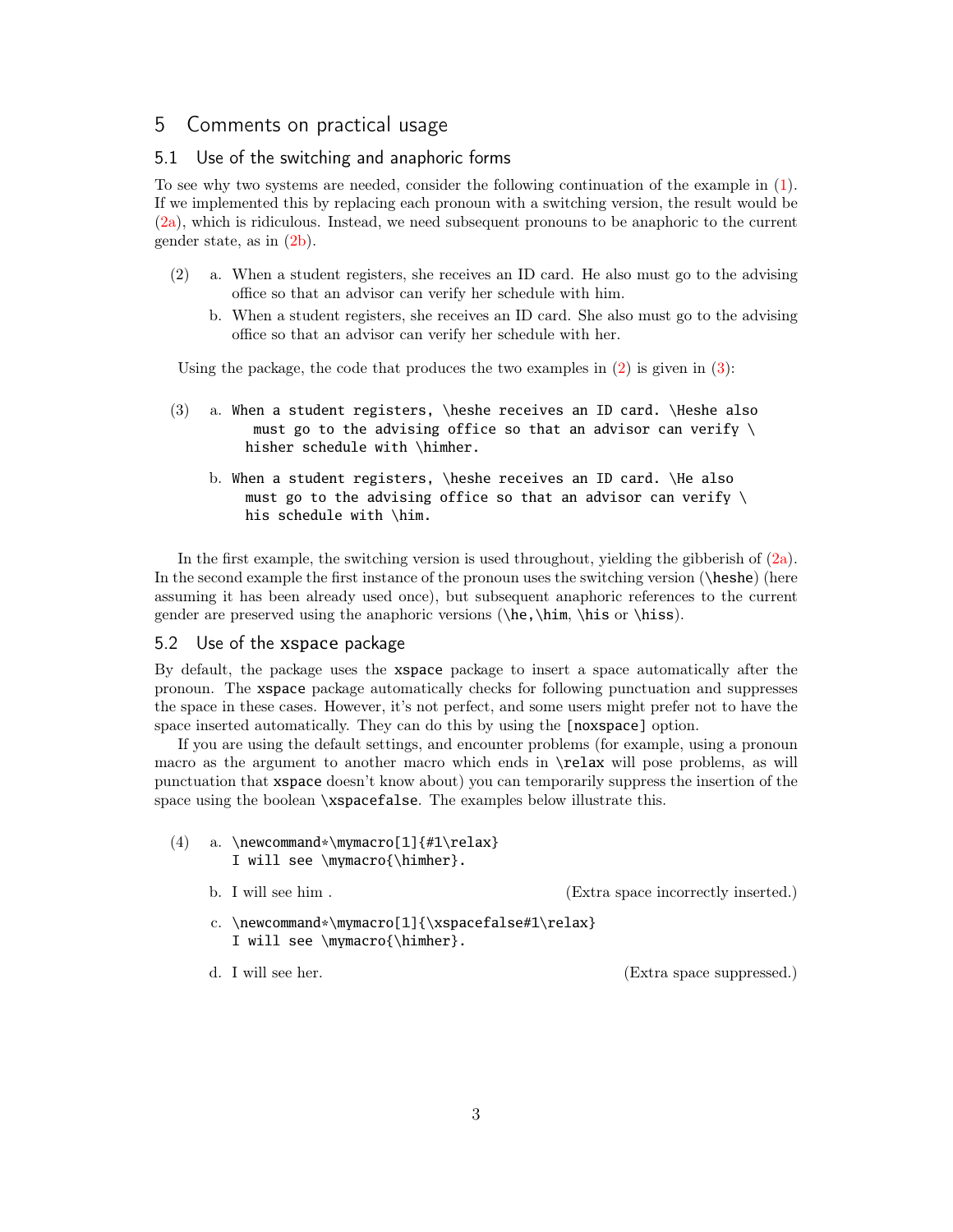## 5 Comments on practical usage

### 5.1 Use of the switching and anaphoric forms

To see why two systems are needed, consider the following continuation of the example in (1). If we implemented this by replacing each pronoun with a switching version, the result would be (2a), which is ridiculous. Instead, we need subsequent pronouns to be anaphoric to the current gender state, as in (2b).

(2) a. When a student registers, she receives an ID card. He also must go to the advising office so that an advisor can verify her schedule with him.

b. When a student registers, she receives an ID card. She also must go to the advising office so that an advisor can verify her schedule with her.

Using the package, the code that produces the two examples in (2) is given in (3):

(3) a.
```
When a student registers, \heshe receives an ID card. \Heshe also
 must go to the advising office so that an advisor can verify \
hisher schedule with \himher.
```

b.
```
When a student registers, \heshe receives an ID card. \He also
must go to the advising office so that an advisor can verify \
his schedule with \him.
```

In the first example, the switching version is used throughout, yielding the gibberish of (2a). In the second example the first instance of the pronoun uses the switching version (`\heshe`) (here assuming it has been already used once), but subsequent anaphoric references to the current gender are preserved using the anaphoric versions (`\he`,`\him`, `\his` or `\hiss`).

### 5.2 Use of the xspace package

By default, the package uses the `xspace` package to insert a space automatically after the pronoun. The `xspace` package automatically checks for following punctuation and suppresses the space in these cases. However, it's not perfect, and some users might prefer not to have the space inserted automatically. They can do this by using the `[noxspace]` option.

If you are using the default settings, and encounter problems (for example, using a pronoun macro as the argument to another macro which ends in `\relax` will pose problems, as will punctuation that `xspace` doesn't know about) you can temporarily suppress the insertion of the space using the boolean `\xspacefalse`. The examples below illustrate this.

(4) a.
```
\newcommand*\mymacro[1]{#1\relax}
I will see \mymacro{\himher}.
```

b. I will see him . (Extra space incorrectly inserted.)

c.
```
\newcommand*\mymacro[1]{\xspacefalse#1\relax}
I will see \mymacro{\himher}.
```

d. I will see her. (Extra space suppressed.)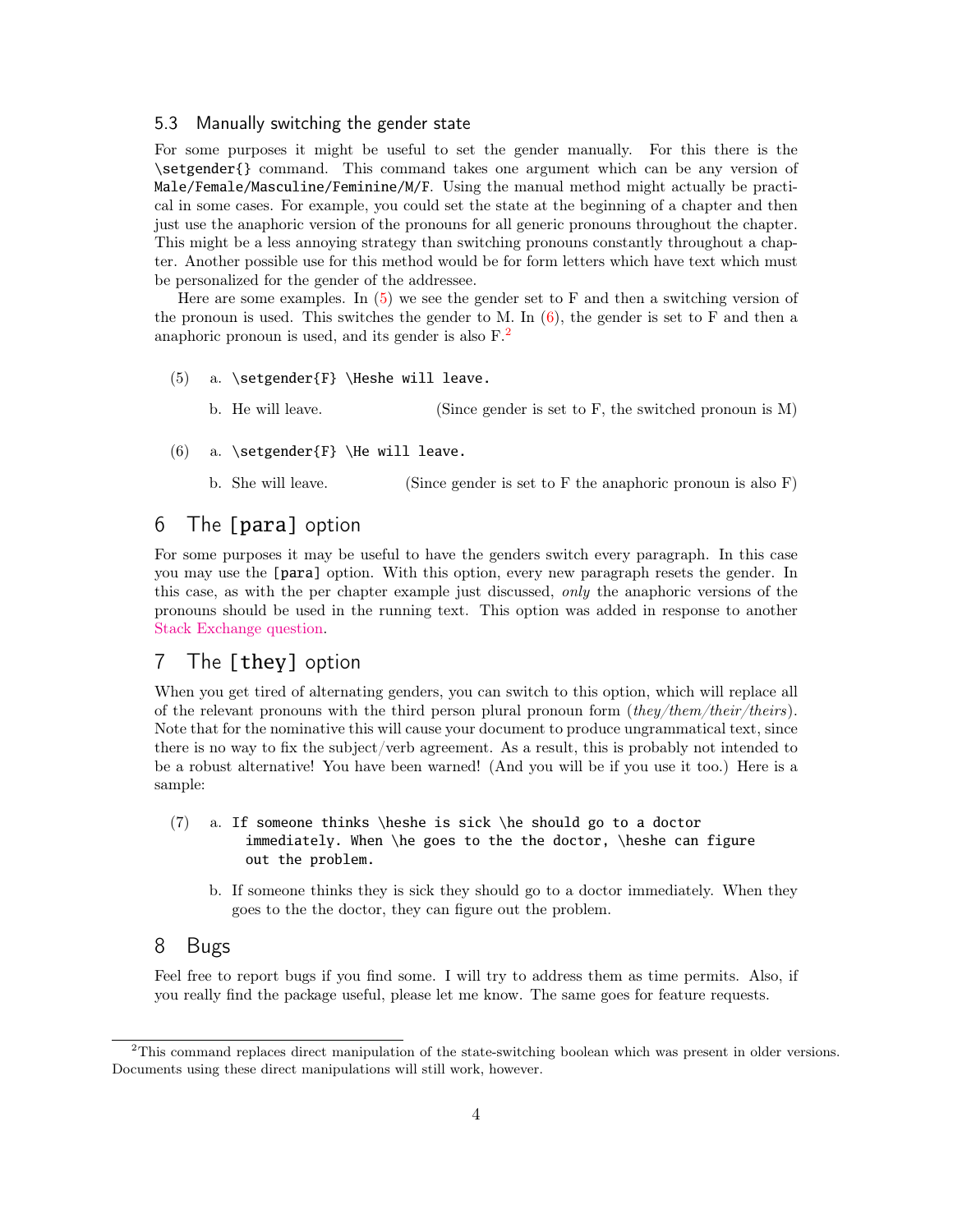### 5.3 Manually switching the gender state

For some purposes it might be useful to set the gender manually. For this there is the `\setgender{}` command. This command takes one argument which can be any version of `Male/Female/Masculine/Feminine/M/F`. Using the manual method might actually be practical in some cases. For example, you could set the state at the beginning of a chapter and then just use the anaphoric version of the pronouns for all generic pronouns throughout the chapter. This might be a less annoying strategy than switching pronouns constantly throughout a chapter. Another possible use for this method would be for form letters which have text which must be personalized for the gender of the addressee.

Here are some examples. In (5) we see the gender set to F and then a switching version of the pronoun is used. This switches the gender to M. In (6), the gender is set to F and then a anaphoric pronoun is used, and its gender is also F.[2]

(5) a. `\setgender{F} \Heshe will leave.`

b. He will leave. (Since gender is set to F, the switched pronoun is M)

(6) a. `\setgender{F} \He will leave.`

b. She will leave. (Since gender is set to F the anaphoric pronoun is also F)

## 6 The `[para]` option

For some purposes it may be useful to have the genders switch every paragraph. In this case you may use the `[para]` option. With this option, every new paragraph resets the gender. In this case, as with the per chapter example just discussed, *only* the anaphoric versions of the pronouns should be used in the running text. This option was added in response to another Stack Exchange question.

## 7 The `[they]` option

When you get tired of alternating genders, you can switch to this option, which will replace all of the relevant pronouns with the third person plural pronoun form (*they/them/their/theirs*). Note that for the nominative this will cause your document to produce ungrammatical text, since there is no way to fix the subject/verb agreement. As a result, this is probably not intended to be a robust alternative! You have been warned! (And you will be if you use it too.) Here is a sample:

(7) a. 
```
If someone thinks \heshe is sick \he should go to a doctor
immediately. When \he goes to the the doctor, \heshe can figure
out the problem.
```

b. If someone thinks they is sick they should go to a doctor immediately. When they goes to the the doctor, they can figure out the problem.

## 8 Bugs

Feel free to report bugs if you find some. I will try to address them as time permits. Also, if you really find the package useful, please let me know. The same goes for feature requests.

---

[2] This command replaces direct manipulation of the state-switching boolean which was present in older versions. Documents using these direct manipulations will still work, however.